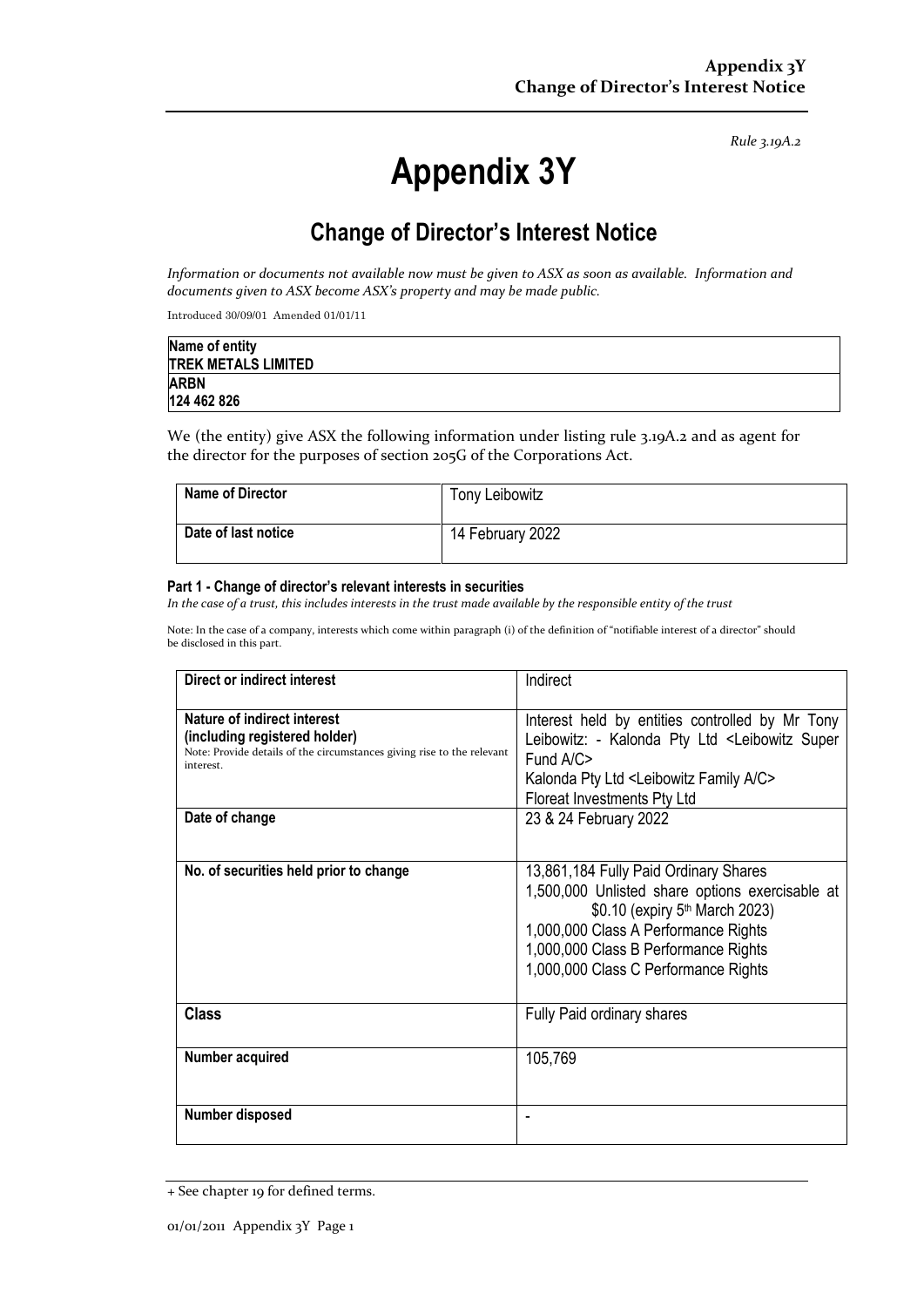*Rule 3.19A.2*

# Appendix 3Y

## Change of Director's Interest Notice

*Information or documents not available now must be given to ASX as soon as available. Information and documents given to ASX become ASX's property and may be made public.*

Introduced 30/09/01 Amended 01/01/11

| Name of entity |
|---|
| **TREK METALS LIMITED** |
| **ARBN** |
| **124 462 826** |

We (the entity) give ASX the following information under listing rule 3.19A.2 and as agent for the director for the purposes of section 205G of the Corporations Act.

| **Name of Director** | Tony Leibowitz |
|---|---|
| **Date of last notice** | 14 February 2022 |

**Part 1 - Change of director's relevant interests in securities**

*In the case of a trust, this includes interests in the trust made available by the responsible entity of the trust*

Note: In the case of a company, interests which come within paragraph (i) of the definition of "notifiable interest of a director" should be disclosed in this part.

| **Direct or indirect interest** | Indirect |
|---|---|
| **Nature of indirect interest (including registered holder)**<br>Note: Provide details of the circumstances giving rise to the relevant interest. | Interest held by entities controlled by Mr Tony Leibowitz: - Kalonda Pty Ltd <Leibowitz Super Fund A/C><br>Kalonda Pty Ltd <Leibowitz Family A/C><br>Floreat Investments Pty Ltd |
| **Date of change** | 23 & 24 February 2022 |
| **No. of securities held prior to change** | 13,861,184 Fully Paid Ordinary Shares<br>1,500,000 Unlisted share options exercisable at $0.10 (expiry 5th March 2023)<br>1,000,000 Class A Performance Rights<br>1,000,000 Class B Performance Rights<br>1,000,000 Class C Performance Rights |
| **Class** | Fully Paid ordinary shares |
| **Number acquired** | 105,769 |
| **Number disposed** | - |

+ See chapter 19 for defined terms.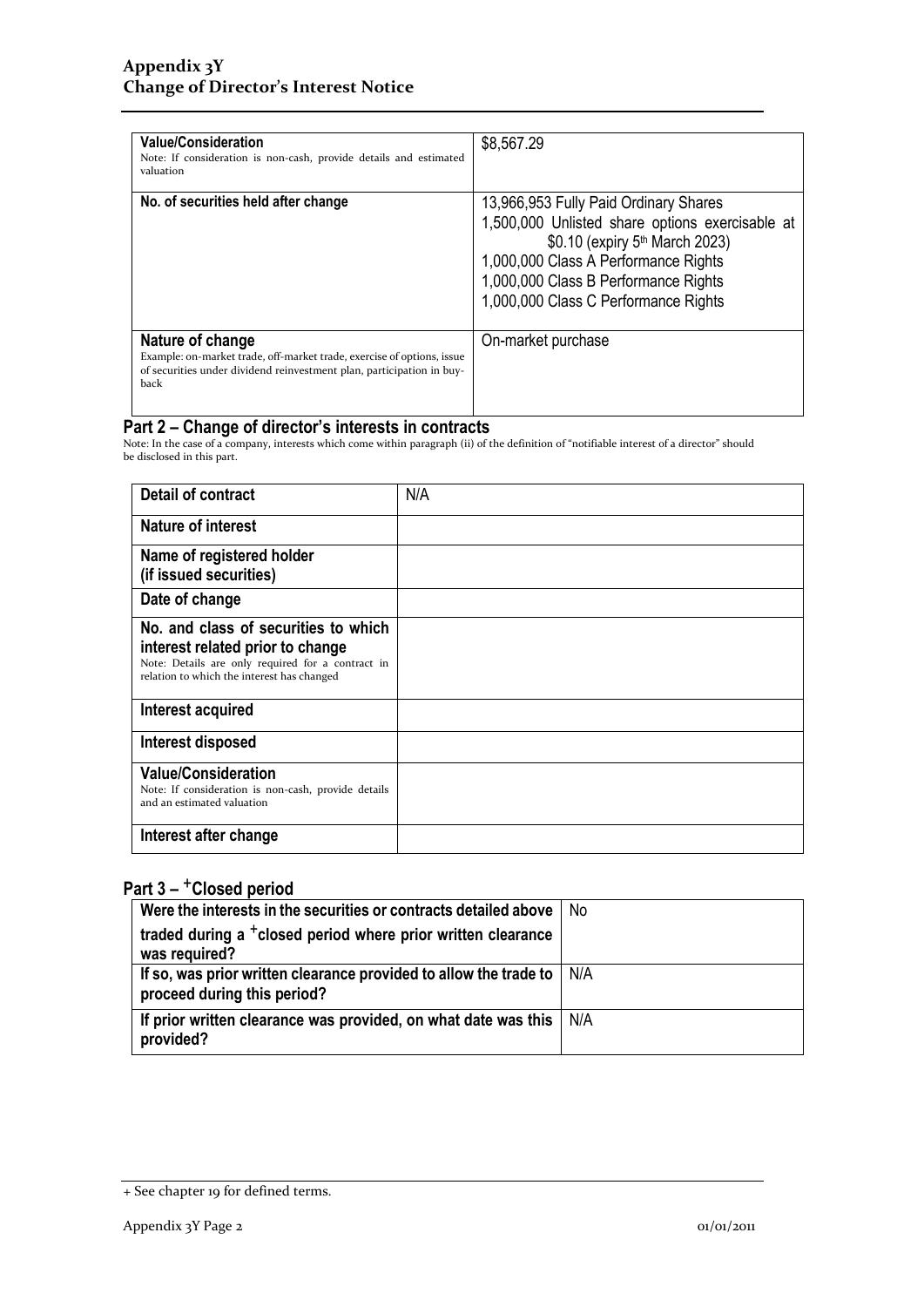| | |
|---|---|
| **Value/Consideration**<br>Note: If consideration is non-cash, provide details and estimated valuation | $8,567.29 |
| **No. of securities held after change** | 13,966,953 Fully Paid Ordinary Shares<br>1,500,000 Unlisted share options exercisable at $0.10 (expiry 5th March 2023)<br>1,000,000 Class A Performance Rights<br>1,000,000 Class B Performance Rights<br>1,000,000 Class C Performance Rights |
| **Nature of change**<br>Example: on-market trade, off-market trade, exercise of options, issue of securities under dividend reinvestment plan, participation in buy-back | On-market purchase |

## Part 2 – Change of director's interests in contracts

Note: In the case of a company, interests which come within paragraph (ii) of the definition of "notifiable interest of a director" should be disclosed in this part.

| | |
|---|---|
| **Detail of contract** | N/A |
| **Nature of interest** | |
| **Name of registered holder (if issued securities)** | |
| **Date of change** | |
| **No. and class of securities to which interest related prior to change**<br>Note: Details are only required for a contract in relation to which the interest has changed | |
| **Interest acquired** | |
| **Interest disposed** | |
| **Value/Consideration**<br>Note: If consideration is non-cash, provide details and an estimated valuation | |
| **Interest after change** | |

## Part 3 – +Closed period

| | |
|---|---|
| **Were the interests in the securities or contracts detailed above traded during a +closed period where prior written clearance was required?** | No |
| **If so, was prior written clearance provided to allow the trade to proceed during this period?** | N/A |
| **If prior written clearance was provided, on what date was this provided?** | N/A |

+ See chapter 19 for defined terms.